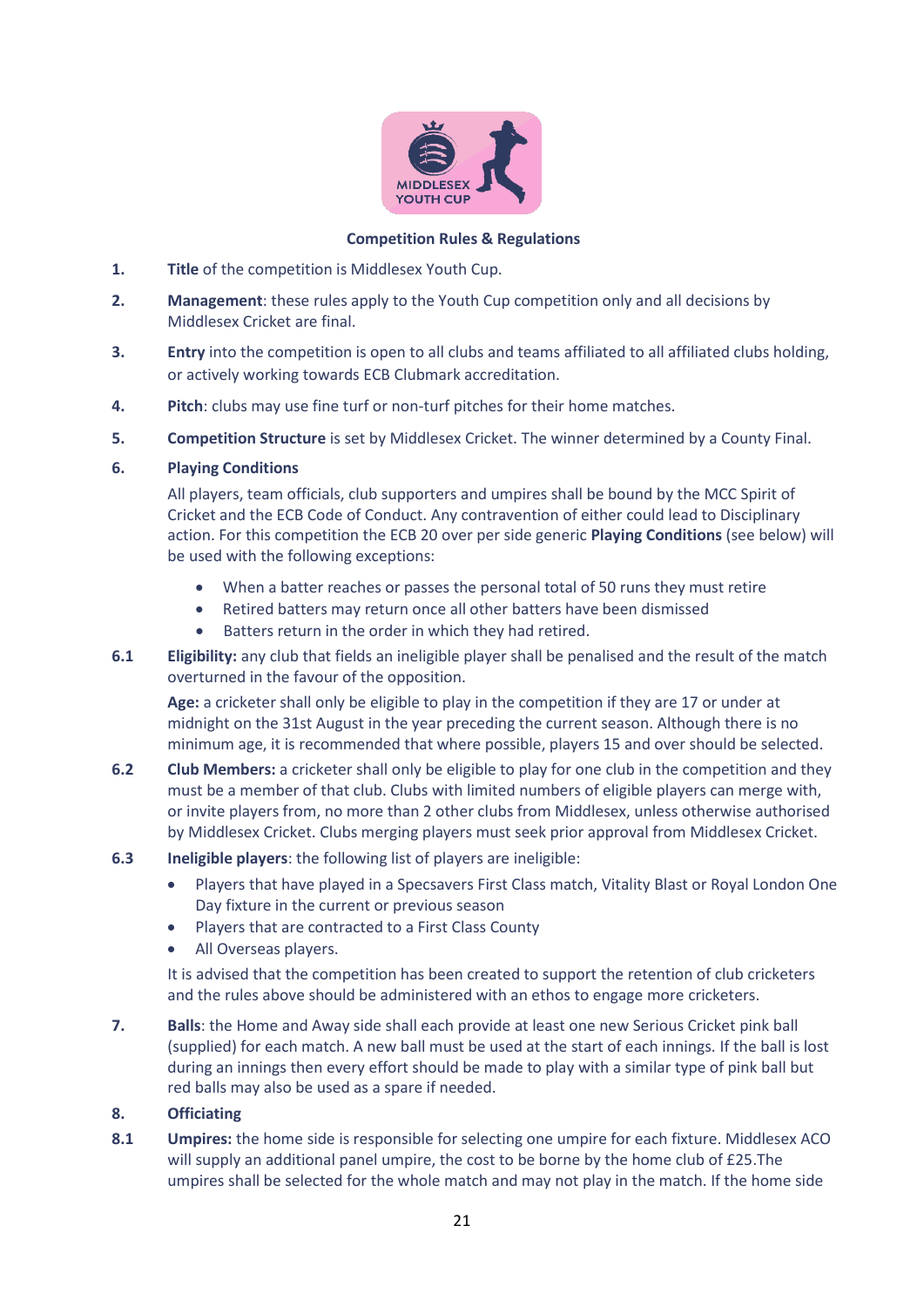## Competition Rules & Regulations

1. **Title** of the competition is Middlesex Youth Cup.

2. **Management**: these rules apply to the Youth Cup competition only and all decisions by Middlesex Cricket are final.

3. **Entry** into the competition is open to all clubs and teams affiliated to all affiliated clubs holding, or actively working towards ECB Clubmark accreditation.

4. **Pitch**: clubs may use fine turf or non-turf pitches for their home matches.

5. **Competition Structure** is set by Middlesex Cricket. The winner determined by a County Final.

6. **Playing Conditions**

   All players, team officials, club supporters and umpires shall be bound by the MCC Spirit of Cricket and the ECB Code of Conduct. Any contravention of either could lead to Disciplinary action. For this competition the ECB 20 over per side generic **Playing Conditions** (see below) will be used with the following exceptions:

   - When a batter reaches or passes the personal total of 50 runs they must retire
   - Retired batters may return once all other batters have been dismissed
   - Batters return in the order in which they had retired.

**6.1** **Eligibility:** any club that fields an ineligible player shall be penalised and the result of the match overturned in the favour of the opposition.

**Age:** a cricketer shall only be eligible to play in the competition if they are 17 or under at midnight on the 31st August in the year preceding the current season. Although there is no minimum age, it is recommended that where possible, players 15 and over should be selected.

**6.2** **Club Members:** a cricketer shall only be eligible to play for one club in the competition and they must be a member of that club. Clubs with limited numbers of eligible players can merge with, or invite players from, no more than 2 other clubs from Middlesex, unless otherwise authorised by Middlesex Cricket. Clubs merging players must seek prior approval from Middlesex Cricket.

**6.3** **Ineligible players**: the following list of players are ineligible:

- Players that have played in a Specsavers First Class match, Vitality Blast or Royal London One Day fixture in the current or previous season
- Players that are contracted to a First Class County
- All Overseas players.

It is advised that the competition has been created to support the retention of club cricketers and the rules above should be administered with an ethos to engage more cricketers.

7. **Balls**: the Home and Away side shall each provide at least one new Serious Cricket pink ball (supplied) for each match. A new ball must be used at the start of each innings. If the ball is lost during an innings then every effort should be made to play with a similar type of pink ball but red balls may also be used as a spare if needed.

8. **Officiating**

**8.1** **Umpires:** the home side is responsible for selecting one umpire for each fixture. Middlesex ACO will supply an additional panel umpire, the cost to be borne by the home club of £25.The umpires shall be selected for the whole match and may not play in the match. If the home side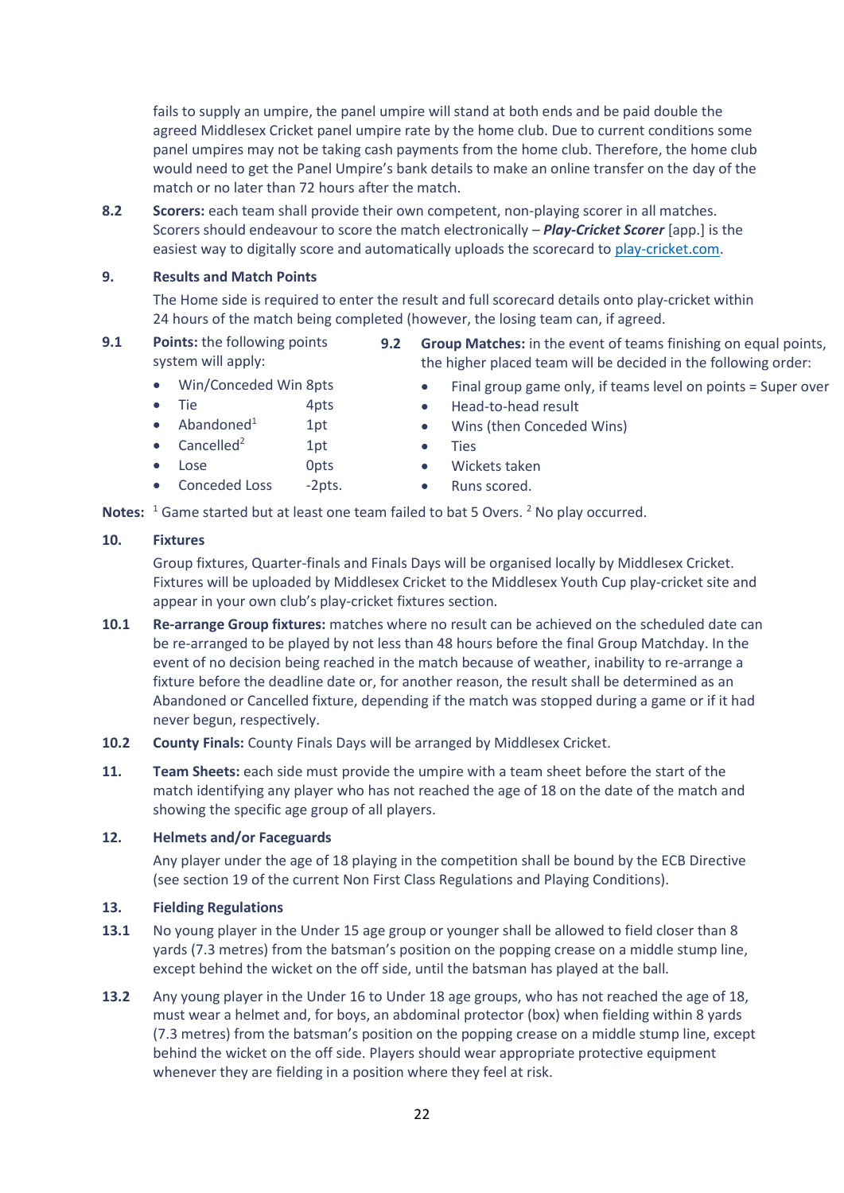fails to supply an umpire, the panel umpire will stand at both ends and be paid double the agreed Middlesex Cricket panel umpire rate by the home club. Due to current conditions some panel umpires may not be taking cash payments from the home club. Therefore, the home club would need to get the Panel Umpire's bank details to make an online transfer on the day of the match or no later than 72 hours after the match.

**8.2** **Scorers:** each team shall provide their own competent, non-playing scorer in all matches. Scorers should endeavour to score the match electronically – ***Play-Cricket Scorer*** [app.] is the easiest way to digitally score and automatically uploads the scorecard to [play-cricket.com](play-cricket.com).

## 9. Results and Match Points

The Home side is required to enter the result and full scorecard details onto play-cricket within 24 hours of the match being completed (however, the losing team can, if agreed.

**9.1** **Points:** the following points system will apply:

- Win/Conceded Win 8pts
- Tie 4pts
- Abandoned[1] 1pt
- Cancelled[2] 1pt
- Lose 0pts
- Conceded Loss -2pts.

**9.2** **Group Matches:** in the event of teams finishing on equal points, the higher placed team will be decided in the following order:

- Final group game only, if teams level on points = Super over
- Head-to-head result
- Wins (then Conceded Wins)
- Ties
- Wickets taken
- Runs scored.

**Notes:** [1] Game started but at least one team failed to bat 5 Overs. [2] No play occurred.

## 10. Fixtures

Group fixtures, Quarter-finals and Finals Days will be organised locally by Middlesex Cricket. Fixtures will be uploaded by Middlesex Cricket to the Middlesex Youth Cup play-cricket site and appear in your own club's play-cricket fixtures section.

**10.1** **Re-arrange Group fixtures:** matches where no result can be achieved on the scheduled date can be re-arranged to be played by not less than 48 hours before the final Group Matchday. In the event of no decision being reached in the match because of weather, inability to re-arrange a fixture before the deadline date or, for another reason, the result shall be determined as an Abandoned or Cancelled fixture, depending if the match was stopped during a game or if it had never begun, respectively.

**10.2** **County Finals:** County Finals Days will be arranged by Middlesex Cricket.

**11.** **Team Sheets:** each side must provide the umpire with a team sheet before the start of the match identifying any player who has not reached the age of 18 on the date of the match and showing the specific age group of all players.

## 12. Helmets and/or Faceguards

Any player under the age of 18 playing in the competition shall be bound by the ECB Directive (see section 19 of the current Non First Class Regulations and Playing Conditions).

## 13. Fielding Regulations

**13.1** No young player in the Under 15 age group or younger shall be allowed to field closer than 8 yards (7.3 metres) from the batsman's position on the popping crease on a middle stump line, except behind the wicket on the off side, until the batsman has played at the ball.

**13.2** Any young player in the Under 16 to Under 18 age groups, who has not reached the age of 18, must wear a helmet and, for boys, an abdominal protector (box) when fielding within 8 yards (7.3 metres) from the batsman's position on the popping crease on a middle stump line, except behind the wicket on the off side. Players should wear appropriate protective equipment whenever they are fielding in a position where they feel at risk.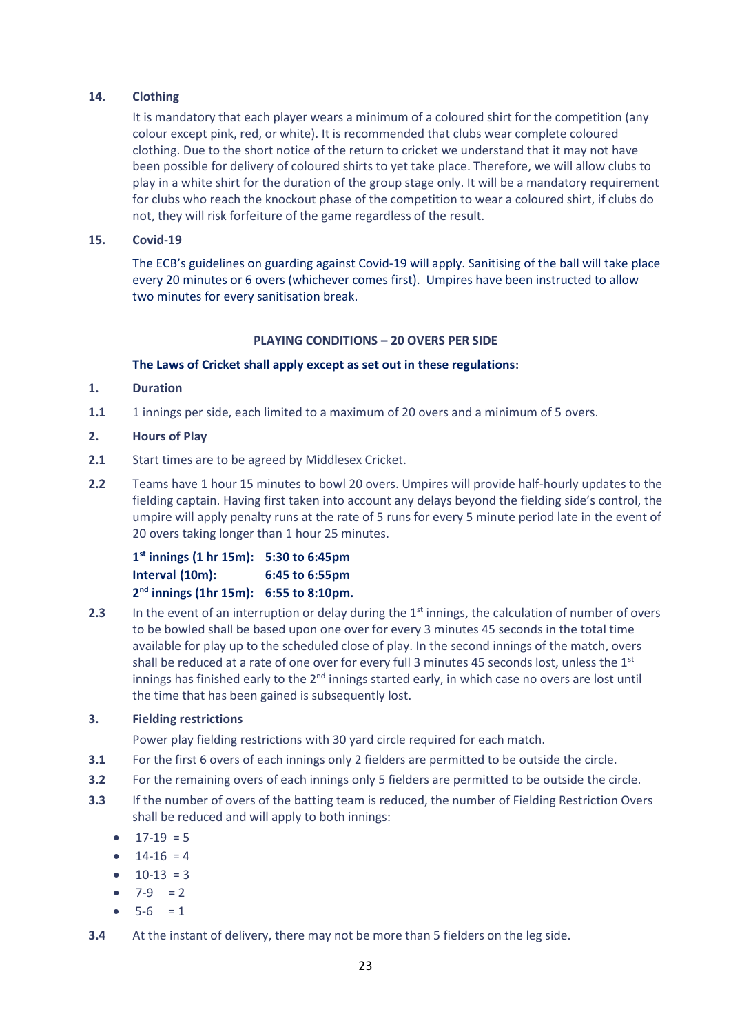**14. Clothing**

It is mandatory that each player wears a minimum of a coloured shirt for the competition (any colour except pink, red, or white). It is recommended that clubs wear complete coloured clothing. Due to the short notice of the return to cricket we understand that it may not have been possible for delivery of coloured shirts to yet take place. Therefore, we will allow clubs to play in a white shirt for the duration of the group stage only. It will be a mandatory requirement for clubs who reach the knockout phase of the competition to wear a coloured shirt, if clubs do not, they will risk forfeiture of the game regardless of the result.

**15. Covid-19**

The ECB's guidelines on guarding against Covid-19 will apply. Sanitising of the ball will take place every 20 minutes or 6 overs (whichever comes first). Umpires have been instructed to allow two minutes for every sanitisation break.

## PLAYING CONDITIONS – 20 OVERS PER SIDE

**The Laws of Cricket shall apply except as set out in these regulations:**

**1. Duration**

**1.1** 1 innings per side, each limited to a maximum of 20 overs and a minimum of 5 overs.

**2. Hours of Play**

**2.1** Start times are to be agreed by Middlesex Cricket.

**2.2** Teams have 1 hour 15 minutes to bowl 20 overs. Umpires will provide half-hourly updates to the fielding captain. Having first taken into account any delays beyond the fielding side's control, the umpire will apply penalty runs at the rate of 5 runs for every 5 minute period late in the event of 20 overs taking longer than 1 hour 25 minutes.

**1st innings (1 hr 15m): 5:30 to 6:45pm**
**Interval (10m): 6:45 to 6:55pm**
**2nd innings (1hr 15m): 6:55 to 8:10pm.**

**2.3** In the event of an interruption or delay during the 1st innings, the calculation of number of overs to be bowled shall be based upon one over for every 3 minutes 45 seconds in the total time available for play up to the scheduled close of play. In the second innings of the match, overs shall be reduced at a rate of one over for every full 3 minutes 45 seconds lost, unless the 1st innings has finished early to the 2nd innings started early, in which case no overs are lost until the time that has been gained is subsequently lost.

**3. Fielding restrictions**

Power play fielding restrictions with 30 yard circle required for each match.

**3.1** For the first 6 overs of each innings only 2 fielders are permitted to be outside the circle.

**3.2** For the remaining overs of each innings only 5 fielders are permitted to be outside the circle.

**3.3** If the number of overs of the batting team is reduced, the number of Fielding Restriction Overs shall be reduced and will apply to both innings:

- 17-19 = 5
- 14-16 = 4
- 10-13 = 3
- 7-9 = 2
- 5-6 = 1

**3.4** At the instant of delivery, there may not be more than 5 fielders on the leg side.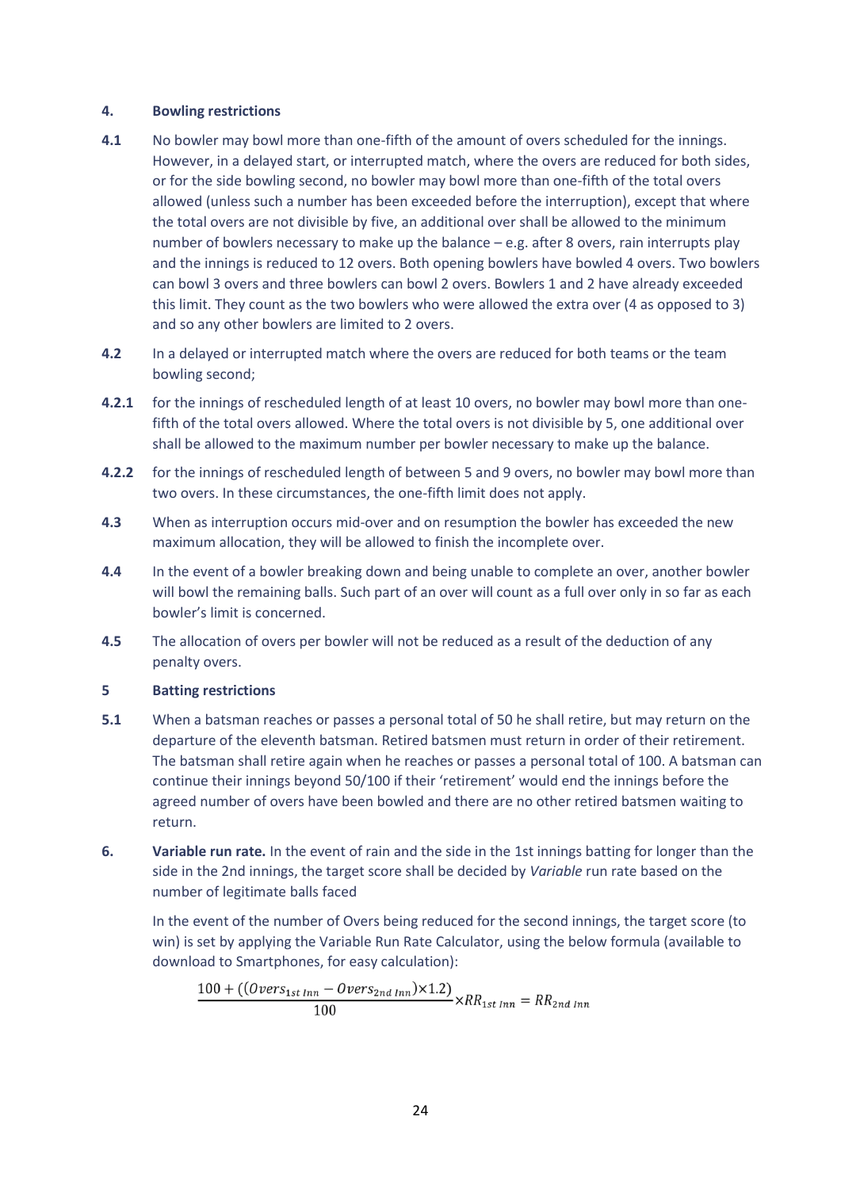## 4. Bowling restrictions

**4.1** No bowler may bowl more than one-fifth of the amount of overs scheduled for the innings. However, in a delayed start, or interrupted match, where the overs are reduced for both sides, or for the side bowling second, no bowler may bowl more than one-fifth of the total overs allowed (unless such a number has been exceeded before the interruption), except that where the total overs are not divisible by five, an additional over shall be allowed to the minimum number of bowlers necessary to make up the balance – e.g. after 8 overs, rain interrupts play and the innings is reduced to 12 overs. Both opening bowlers have bowled 4 overs. Two bowlers can bowl 3 overs and three bowlers can bowl 2 overs. Bowlers 1 and 2 have already exceeded this limit. They count as the two bowlers who were allowed the extra over (4 as opposed to 3) and so any other bowlers are limited to 2 overs.

**4.2** In a delayed or interrupted match where the overs are reduced for both teams or the team bowling second;

**4.2.1** for the innings of rescheduled length of at least 10 overs, no bowler may bowl more than one-fifth of the total overs allowed. Where the total overs is not divisible by 5, one additional over shall be allowed to the maximum number per bowler necessary to make up the balance.

**4.2.2** for the innings of rescheduled length of between 5 and 9 overs, no bowler may bowl more than two overs. In these circumstances, the one-fifth limit does not apply.

**4.3** When as interruption occurs mid-over and on resumption the bowler has exceeded the new maximum allocation, they will be allowed to finish the incomplete over.

**4.4** In the event of a bowler breaking down and being unable to complete an over, another bowler will bowl the remaining balls. Such part of an over will count as a full over only in so far as each bowler's limit is concerned.

**4.5** The allocation of overs per bowler will not be reduced as a result of the deduction of any penalty overs.

## 5 Batting restrictions

**5.1** When a batsman reaches or passes a personal total of 50 he shall retire, but may return on the departure of the eleventh batsman. Retired batsmen must return in order of their retirement. The batsman shall retire again when he reaches or passes a personal total of 100. A batsman can continue their innings beyond 50/100 if their 'retirement' would end the innings before the agreed number of overs have been bowled and there are no other retired batsmen waiting to return.

## 6. Variable run rate.

In the event of rain and the side in the 1st innings batting for longer than the side in the 2nd innings, the target score shall be decided by *Variable* run rate based on the number of legitimate balls faced

In the event of the number of Overs being reduced for the second innings, the target score (to win) is set by applying the Variable Run Rate Calculator, using the below formula (available to download to Smartphones, for easy calculation):

$$\frac{100 + ((Overs_{1st\ Inn} - Overs_{2nd\ Inn}) \times 1.2)}{100} \times RR_{1st\ Inn} = RR_{2nd\ Inn}$$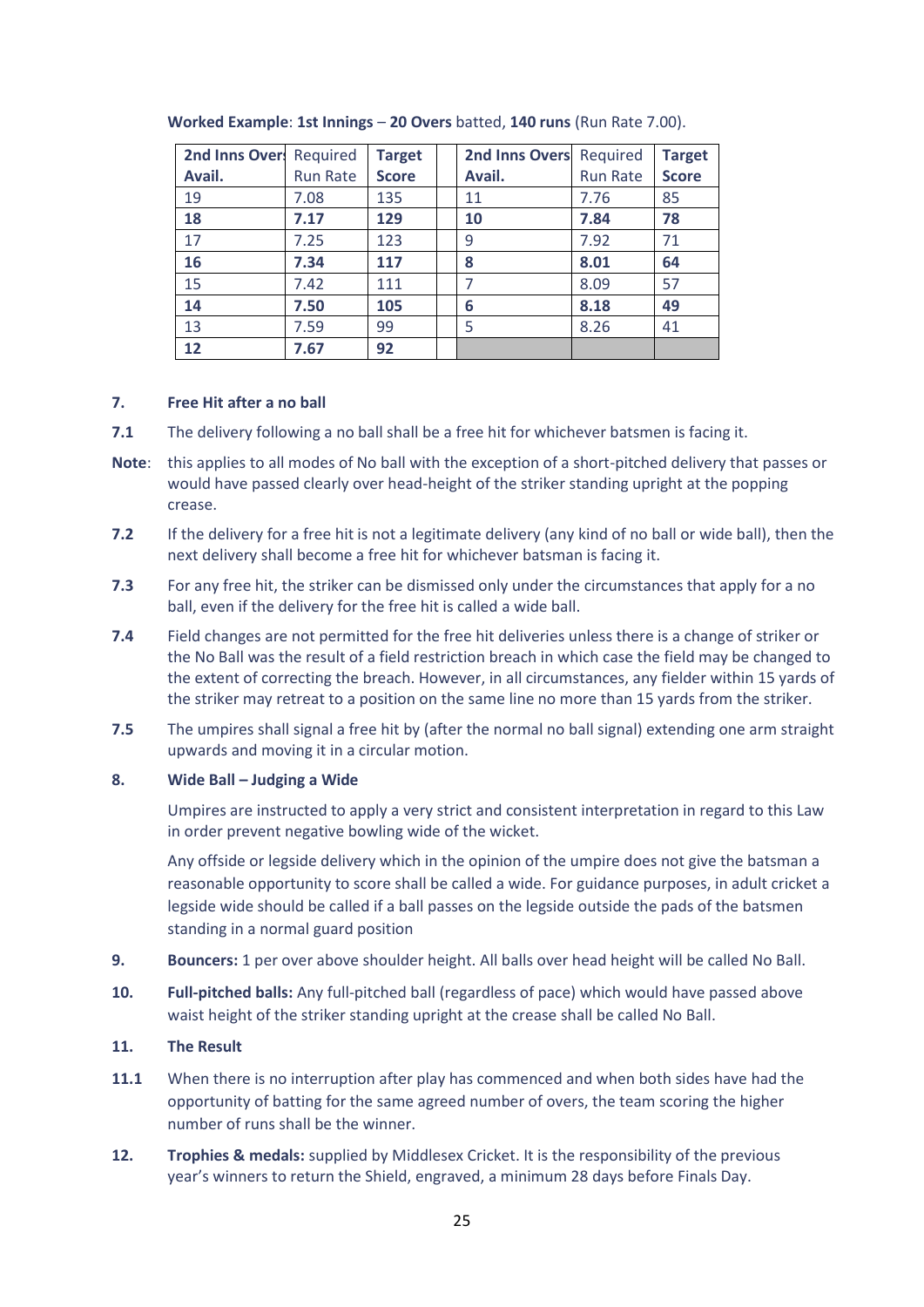**Worked Example**: **1st Innings** – **20 Overs** batted, **140 runs** (Run Rate 7.00).

| 2nd Inns Overs Avail. | Required Run Rate | Target Score | | 2nd Inns Overs Avail. | Required Run Rate | Target Score |
|---|---|---|---|---|---|---|
| 19 | 7.08 | 135 | | 11 | 7.76 | 85 |
| **18** | **7.17** | **129** | | **10** | **7.84** | **78** |
| 17 | 7.25 | 123 | | 9 | 7.92 | 71 |
| **16** | **7.34** | **117** | | **8** | **8.01** | **64** |
| 15 | 7.42 | 111 | | 7 | 8.09 | 57 |
| **14** | **7.50** | **105** | | **6** | **8.18** | **49** |
| 13 | 7.59 | 99 | | 5 | 8.26 | 41 |
| **12** | **7.67** | **92** | | | | |

**7. Free Hit after a no ball**

**7.1** The delivery following a no ball shall be a free hit for whichever batsmen is facing it.

**Note**: this applies to all modes of No ball with the exception of a short-pitched delivery that passes or would have passed clearly over head-height of the striker standing upright at the popping crease.

**7.2** If the delivery for a free hit is not a legitimate delivery (any kind of no ball or wide ball), then the next delivery shall become a free hit for whichever batsman is facing it.

**7.3** For any free hit, the striker can be dismissed only under the circumstances that apply for a no ball, even if the delivery for the free hit is called a wide ball.

**7.4** Field changes are not permitted for the free hit deliveries unless there is a change of striker or the No Ball was the result of a field restriction breach in which case the field may be changed to the extent of correcting the breach. However, in all circumstances, any fielder within 15 yards of the striker may retreat to a position on the same line no more than 15 yards from the striker.

**7.5** The umpires shall signal a free hit by (after the normal no ball signal) extending one arm straight upwards and moving it in a circular motion.

**8. Wide Ball – Judging a Wide**

Umpires are instructed to apply a very strict and consistent interpretation in regard to this Law in order prevent negative bowling wide of the wicket.

Any offside or legside delivery which in the opinion of the umpire does not give the batsman a reasonable opportunity to score shall be called a wide. For guidance purposes, in adult cricket a legside wide should be called if a ball passes on the legside outside the pads of the batsmen standing in a normal guard position

**9. Bouncers:** 1 per over above shoulder height. All balls over head height will be called No Ball.

**10. Full-pitched balls:** Any full-pitched ball (regardless of pace) which would have passed above waist height of the striker standing upright at the crease shall be called No Ball.

**11. The Result**

**11.1** When there is no interruption after play has commenced and when both sides have had the opportunity of batting for the same agreed number of overs, the team scoring the higher number of runs shall be the winner.

**12. Trophies & medals:** supplied by Middlesex Cricket. It is the responsibility of the previous year's winners to return the Shield, engraved, a minimum 28 days before Finals Day.